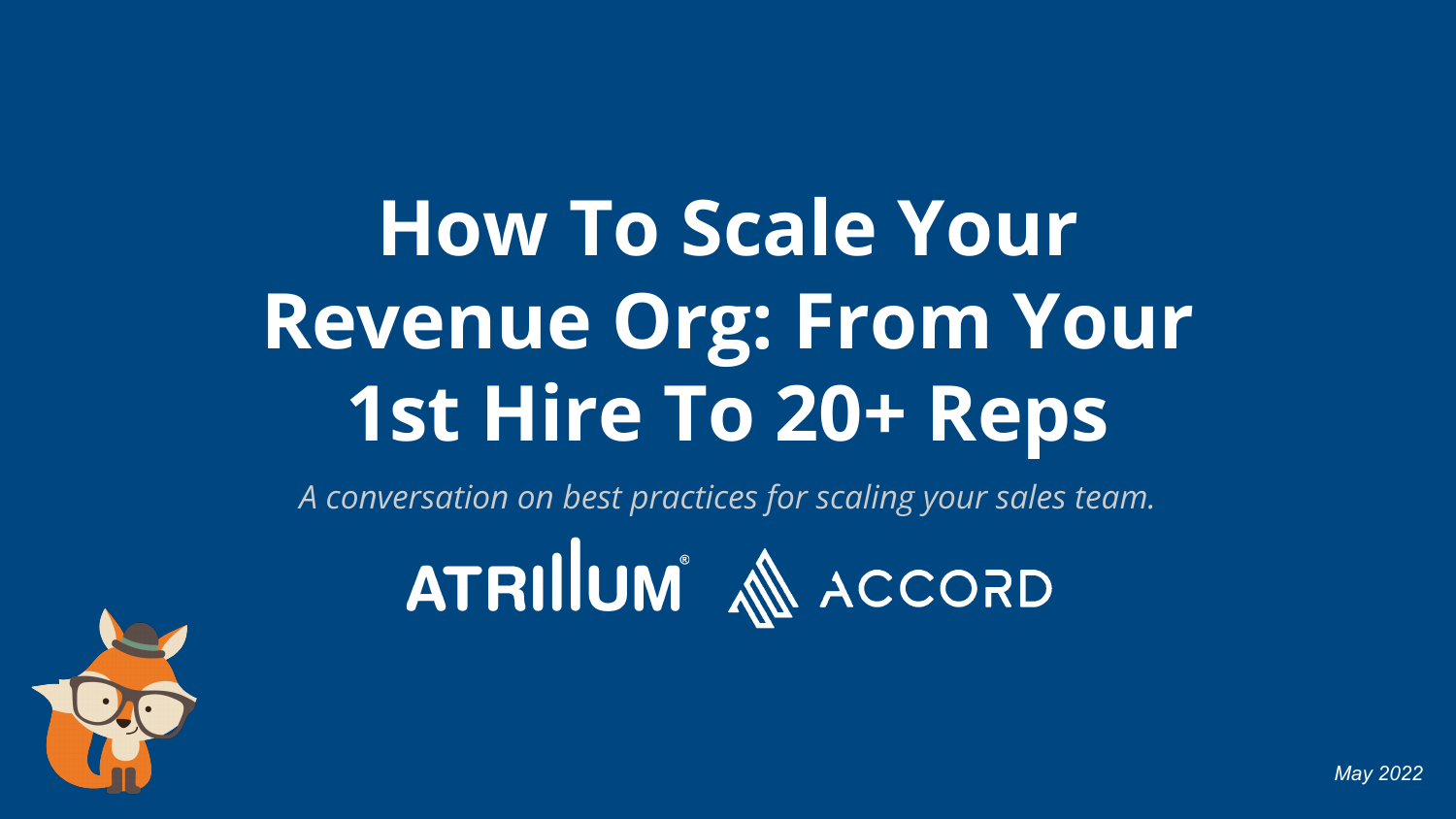# How To Scale Your Revenue Org: From Your 1st Hire To 20+ Reps

*A conversation on best practices for scaling your sales team.*

ATRILLUM® ACCORD

*May 2022*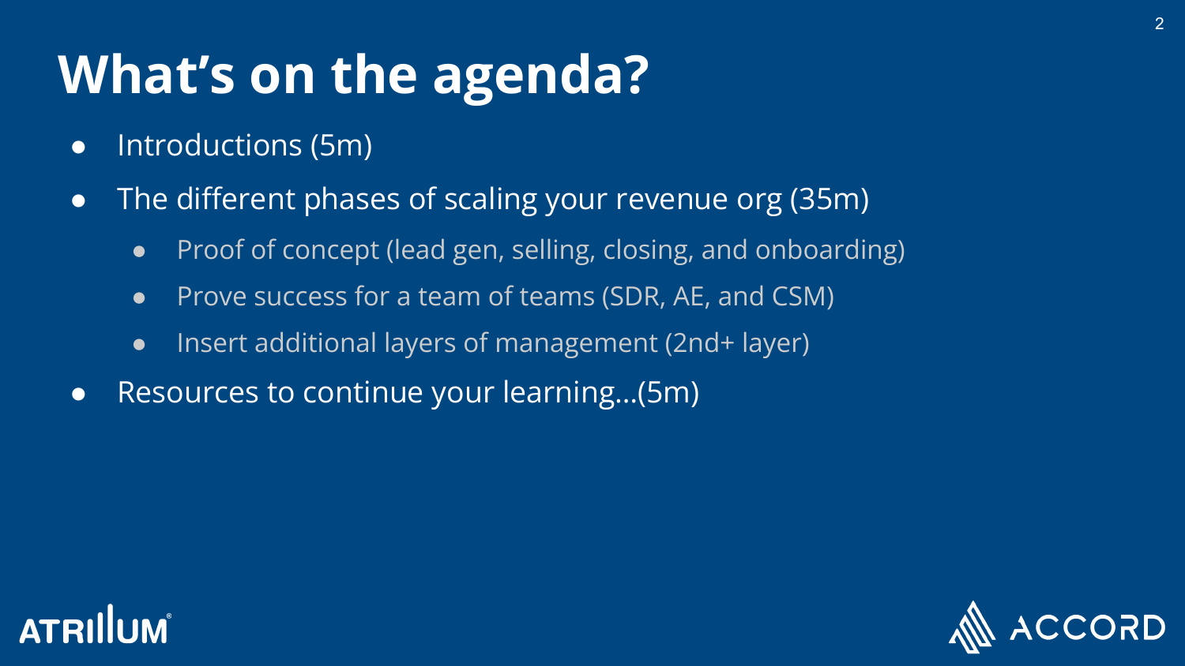# What's on the agenda?

- Introductions (5m)
- The different phases of scaling your revenue org (35m)
  - Proof of concept (lead gen, selling, closing, and onboarding)
  - Prove success for a team of teams (SDR, AE, and CSM)
  - Insert additional layers of management (2nd+ layer)
- Resources to continue your learning…(5m)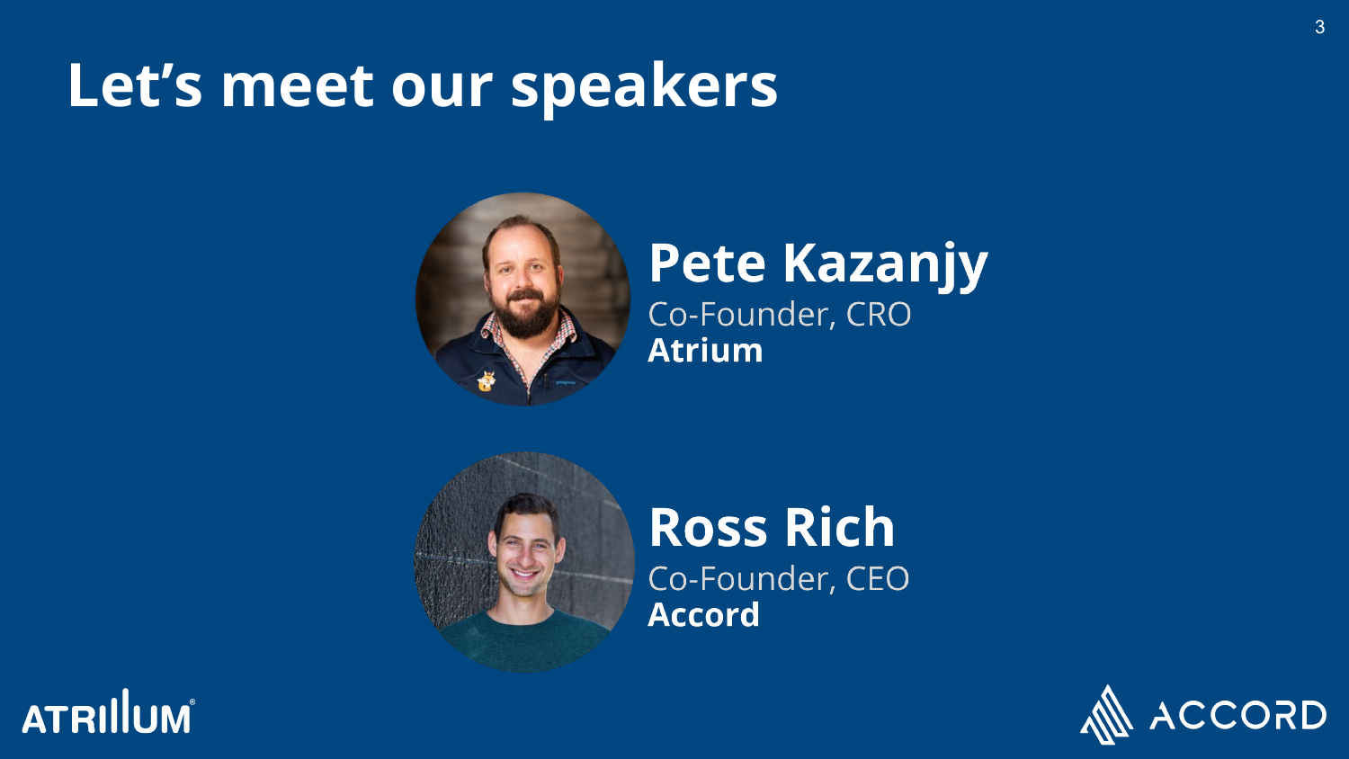# Let’s meet our speakers

**Pete Kazanjy**
Co-Founder, CRO
**Atrium**

**Ross Rich**
Co-Founder, CEO
**Accord**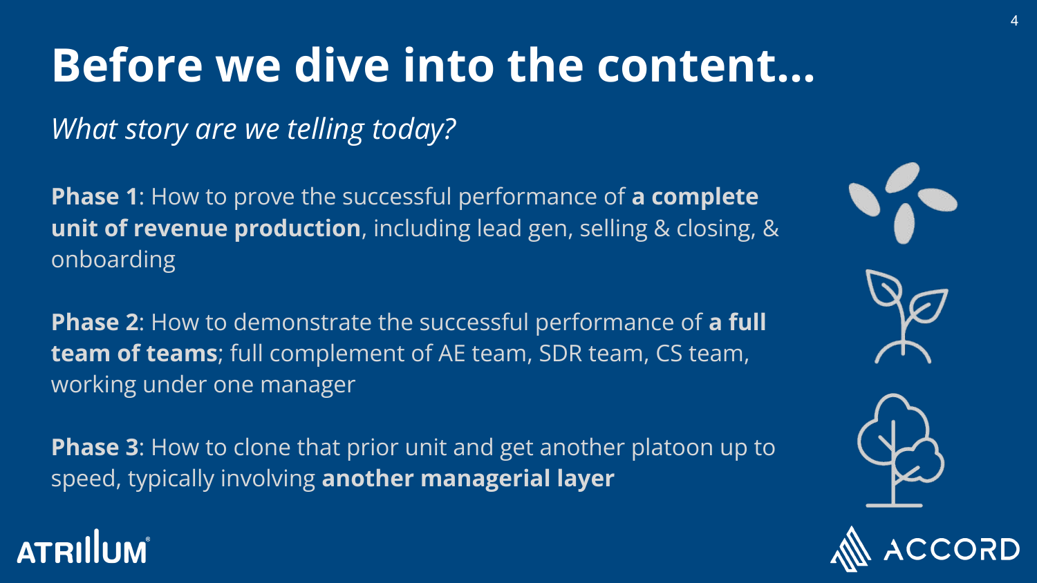# Before we dive into the content...

*What story are we telling today?*

**Phase 1**: How to prove the successful performance of **a complete unit of revenue production**, including lead gen, selling & closing, & onboarding

**Phase 2**: How to demonstrate the successful performance of **a full team of teams**; full complement of AE team, SDR team, CS team, working under one manager

**Phase 3**: How to clone that prior unit and get another platoon up to speed, typically involving **another managerial layer**

ATRIUM

ACCORD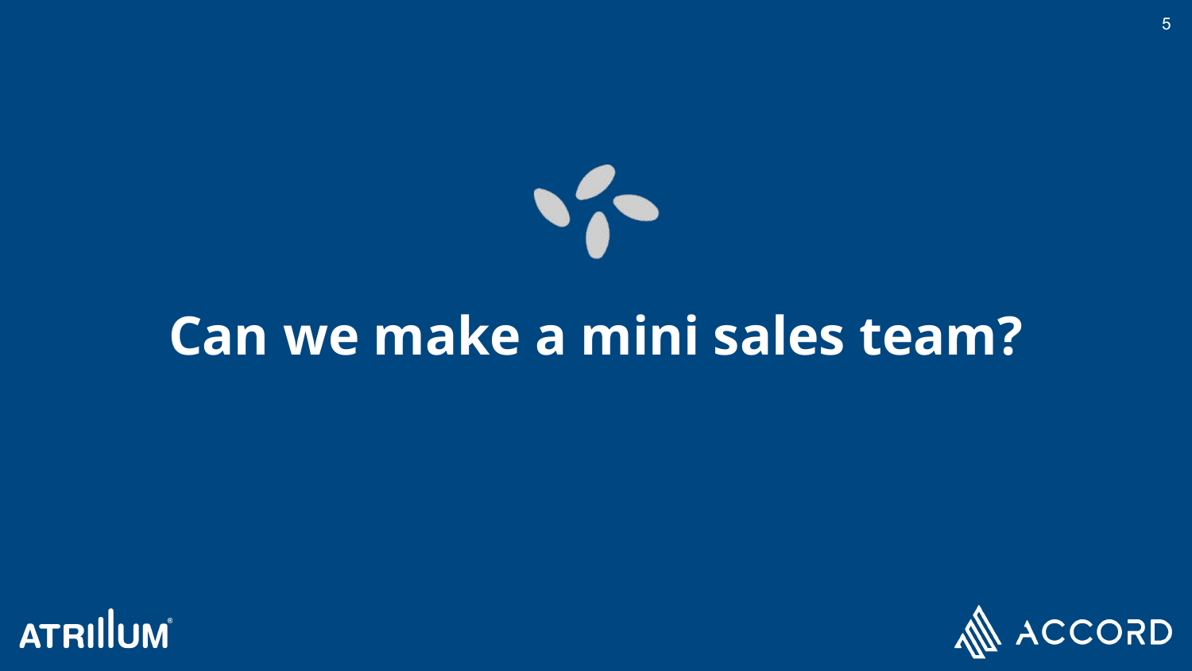# Can we make a mini sales team?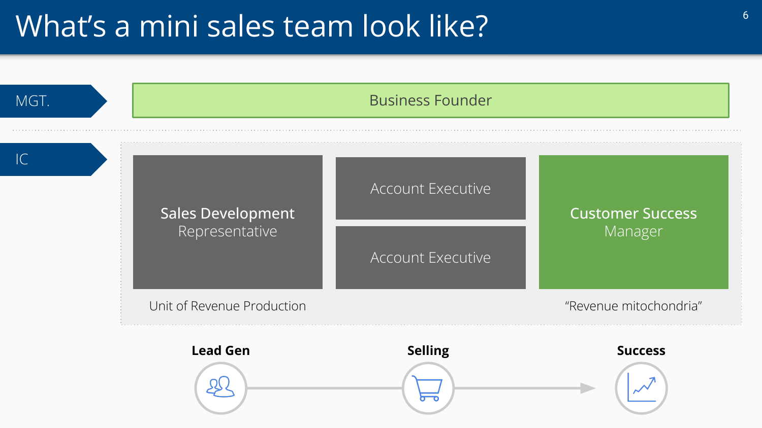# What's a mini sales team look like?

**MGT.**

- Business Founder

**IC**

- **Sales Development** Representative
- Account Executive
- Account Executive
- **Customer Success** Manager

Unit of Revenue Production

"Revenue mitochondria"

**Lead Gen** → **Selling** → **Success**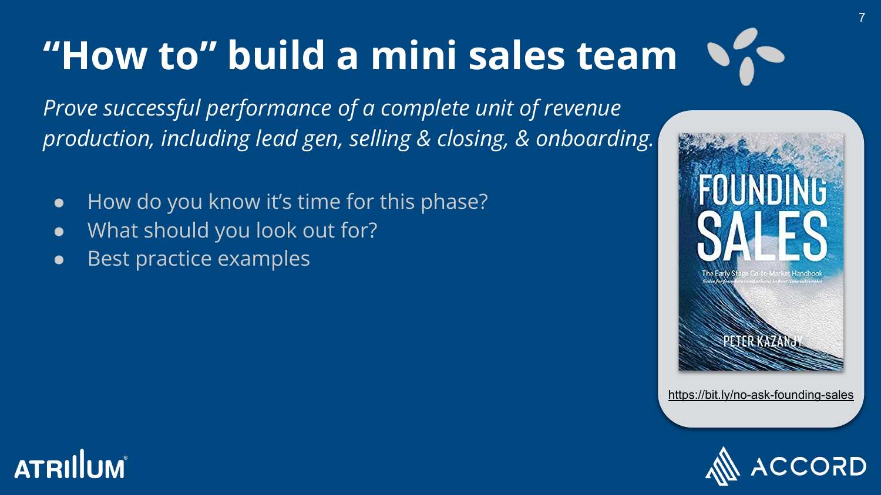# "How to" build a mini sales team

*Prove successful performance of a complete unit of revenue production, including lead gen, selling & closing, & onboarding.*

- How do you know it's time for this phase?
- What should you look out for?
- Best practice examples

https://bit.ly/no-ask-founding-sales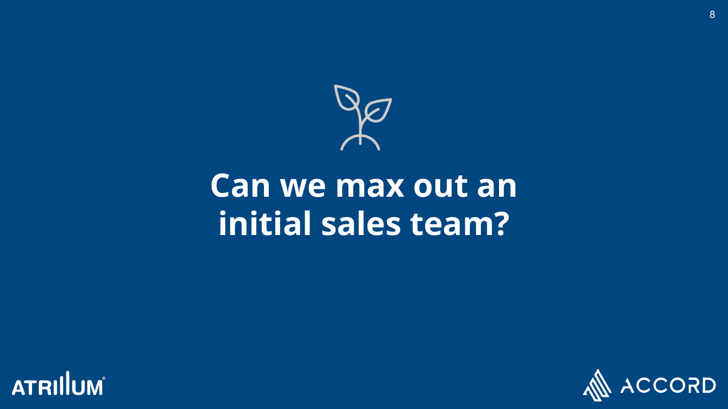# Can we max out an initial sales team?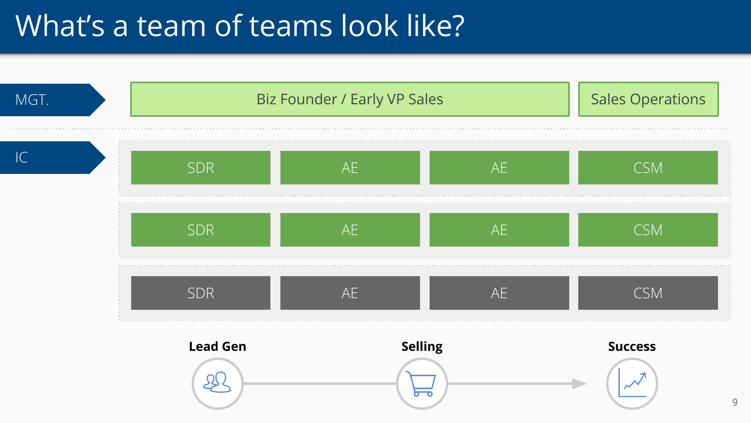# What's a team of teams look like?

| | | | | |
|---|---|---|---|---|
| MGT. | Biz Founder / Early VP Sales | | | Sales Operations |
| IC | SDR | AE | AE | CSM |
| | SDR | AE | AE | CSM |
| | SDR | AE | AE | CSM |

**Lead Gen** → **Selling** → **Success**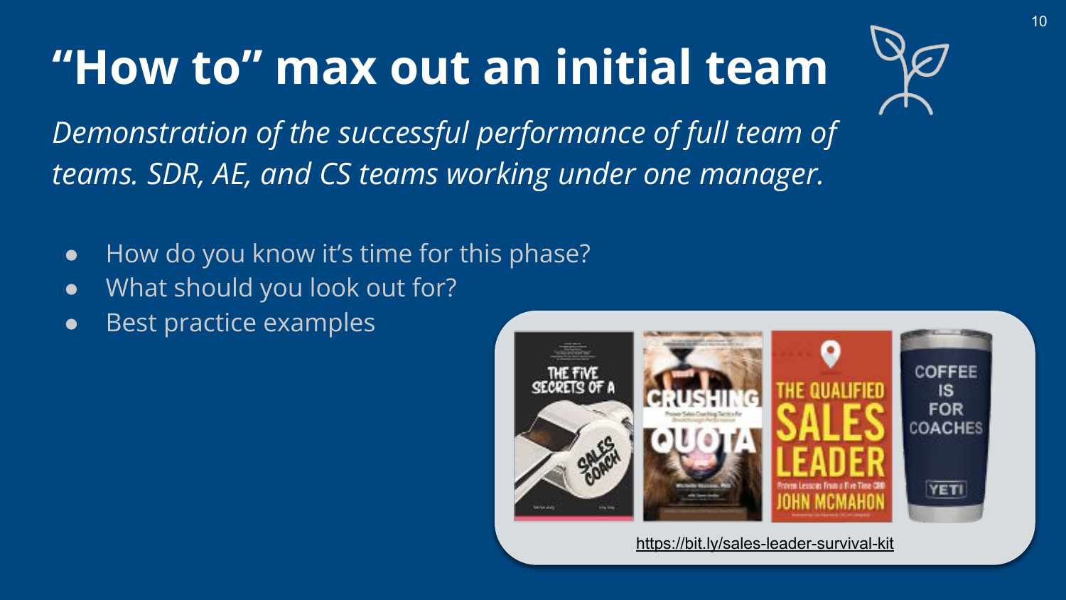# "How to" max out an initial team

*Demonstration of the successful performance of full team of teams. SDR, AE, and CS teams working under one manager.*

- How do you know it's time for this phase?
- What should you look out for?
- Best practice examples

https://bit.ly/sales-leader-survival-kit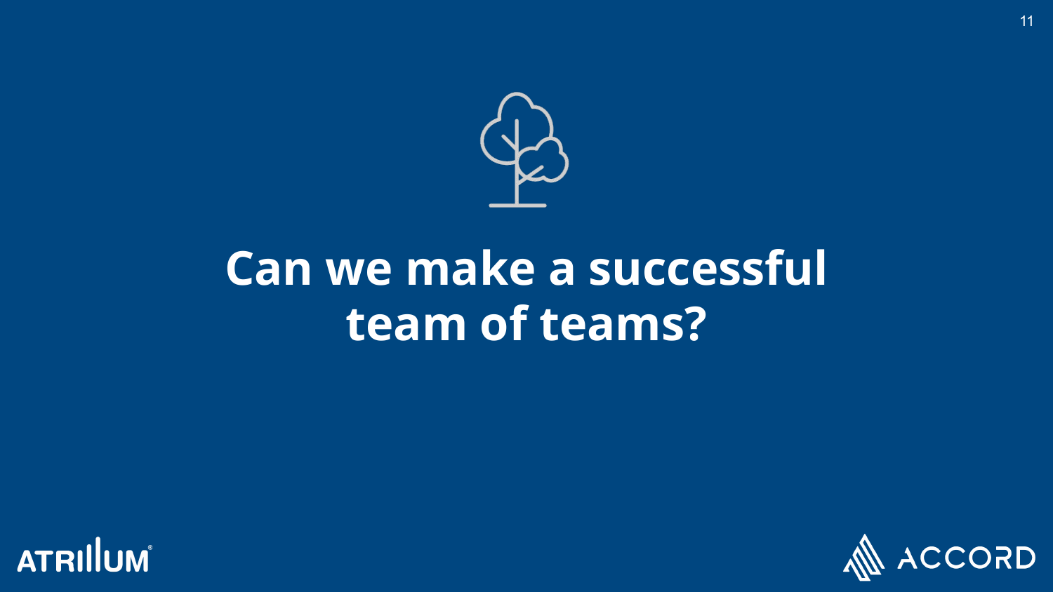# Can we make a successful team of teams?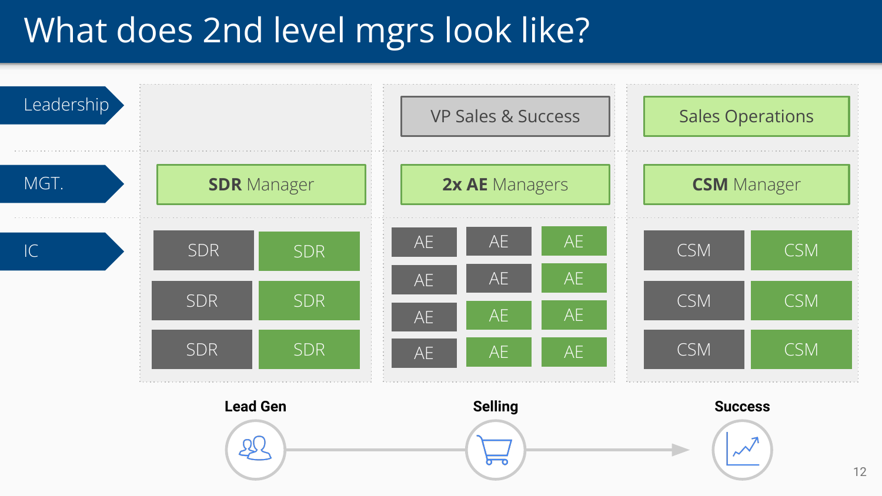# What does 2nd level mgrs look like?

| | Lead Gen | Selling | Success |
|---|---|---|---|
| **Leadership** | | VP Sales & Success | Sales Operations |
| **MGT.** | **SDR** Manager | **2x AE** Managers | **CSM** Manager |
| **IC** | SDR, SDR, SDR, SDR, SDR, SDR | AE, AE, AE, AE, AE, AE, AE, AE, AE, AE, AE, AE | CSM, CSM, CSM, CSM, CSM, CSM |

**Lead Gen** → **Selling** → **Success**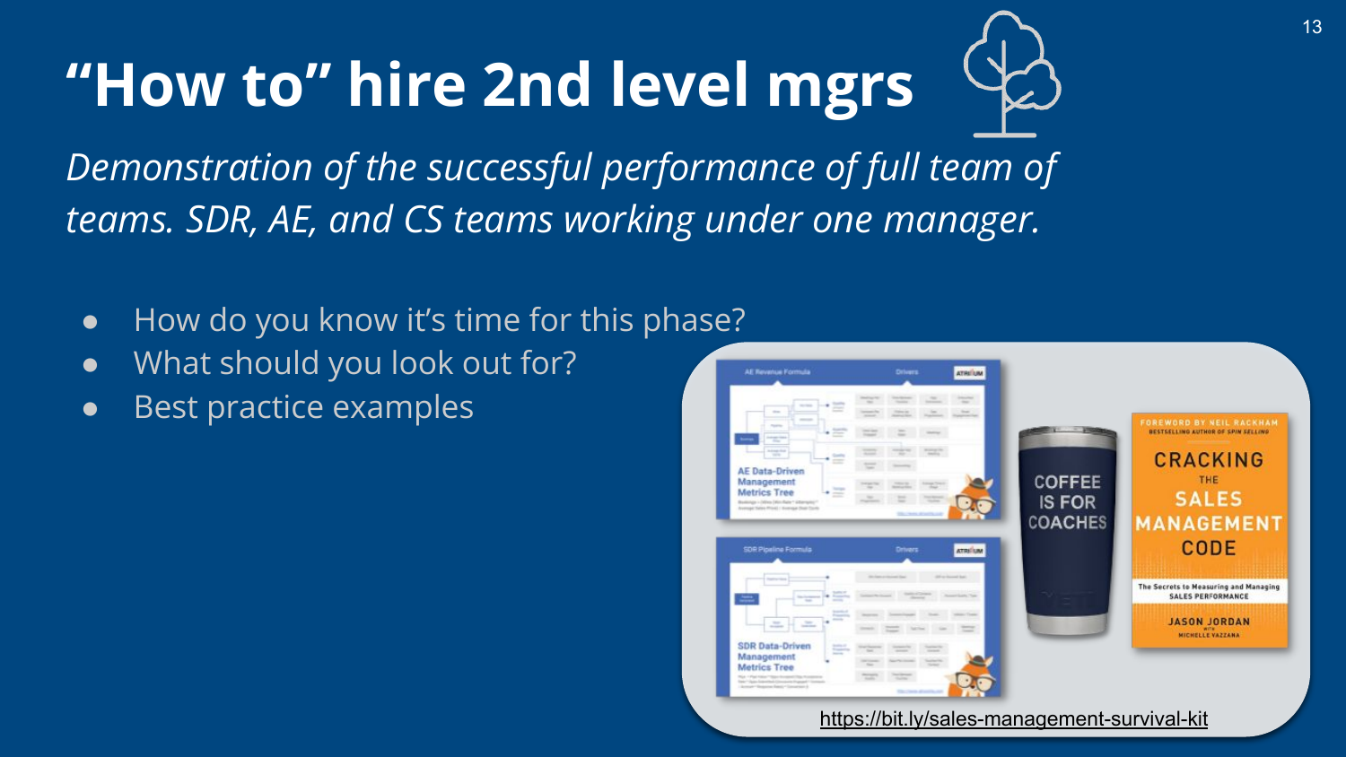# "How to" hire 2nd level mgrs

*Demonstration of the successful performance of full team of teams. SDR, AE, and CS teams working under one manager.*

- How do you know it's time for this phase?
- What should you look out for?
- Best practice examples

https://bit.ly/sales-management-survival-kit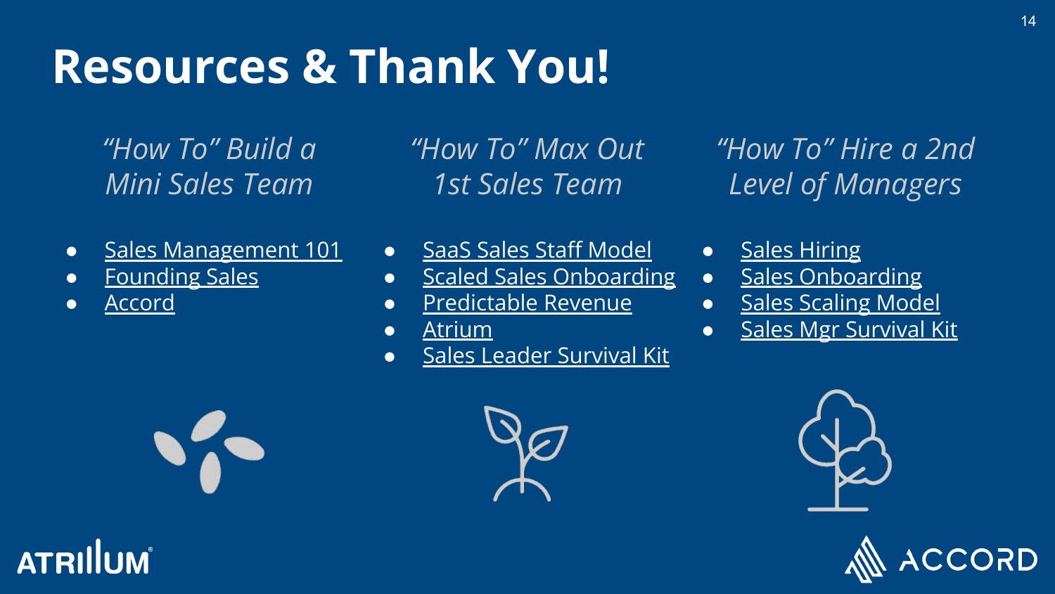# Resources & Thank You!

*"How To" Build a Mini Sales Team*

- Sales Management 101
- Founding Sales
- Accord

*"How To" Max Out 1st Sales Team*

- SaaS Sales Staff Model
- Scaled Sales Onboarding
- Predictable Revenue
- Atrium
- Sales Leader Survival Kit

*"How To" Hire a 2nd Level of Managers*

- Sales Hiring
- Sales Onboarding
- Sales Scaling Model
- Sales Mgr Survival Kit

ATRIUM

ACCORD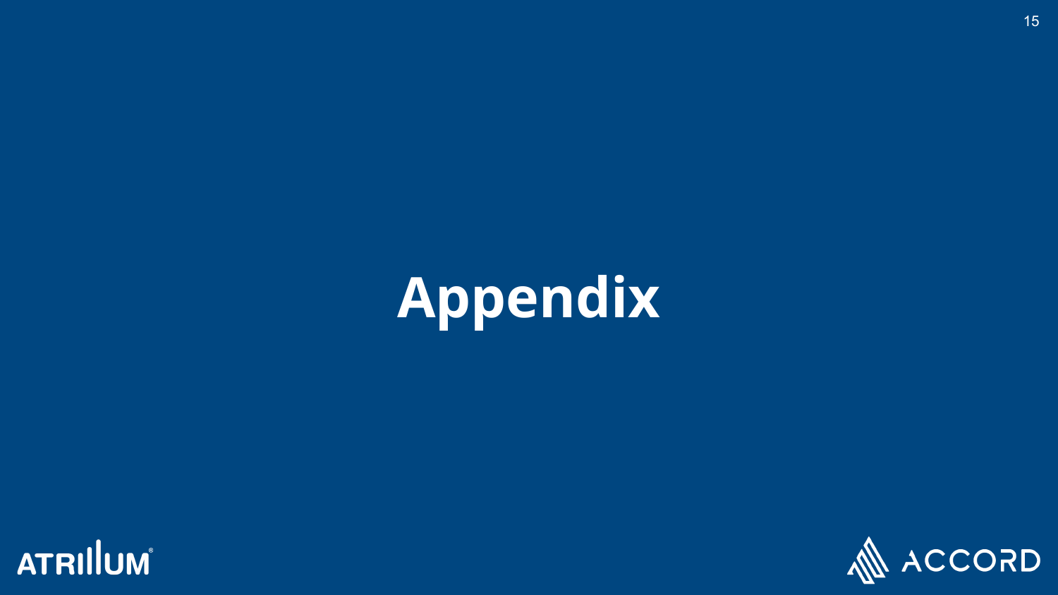# Appendix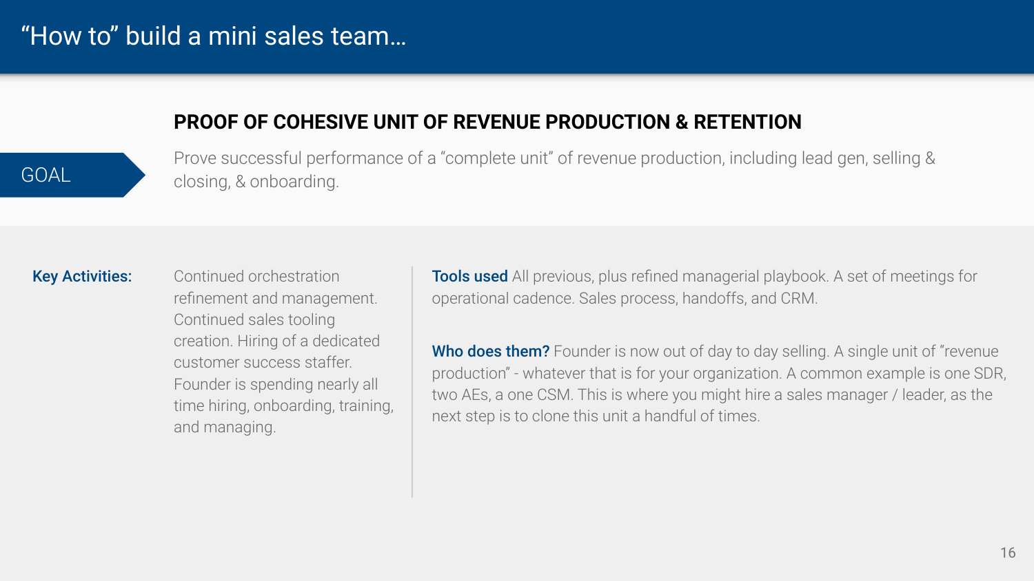# “How to” build a mini sales team…

**GOAL**

## PROOF OF COHESIVE UNIT OF REVENUE PRODUCTION & RETENTION

Prove successful performance of a “complete unit” of revenue production, including lead gen, selling & closing, & onboarding.

**Key Activities:** Continued orchestration refinement and management. Continued sales tooling creation. Hiring of a dedicated customer success staffer. Founder is spending nearly all time hiring, onboarding, training, and managing.

**Tools used** All previous, plus refined managerial playbook. A set of meetings for operational cadence. Sales process, handoffs, and CRM.

**Who does them?** Founder is now out of day to day selling. A single unit of “revenue production” - whatever that is for your organization. A common example is one SDR, two AEs, a one CSM. This is where you might hire a sales manager / leader, as the next step is to clone this unit a handful of times.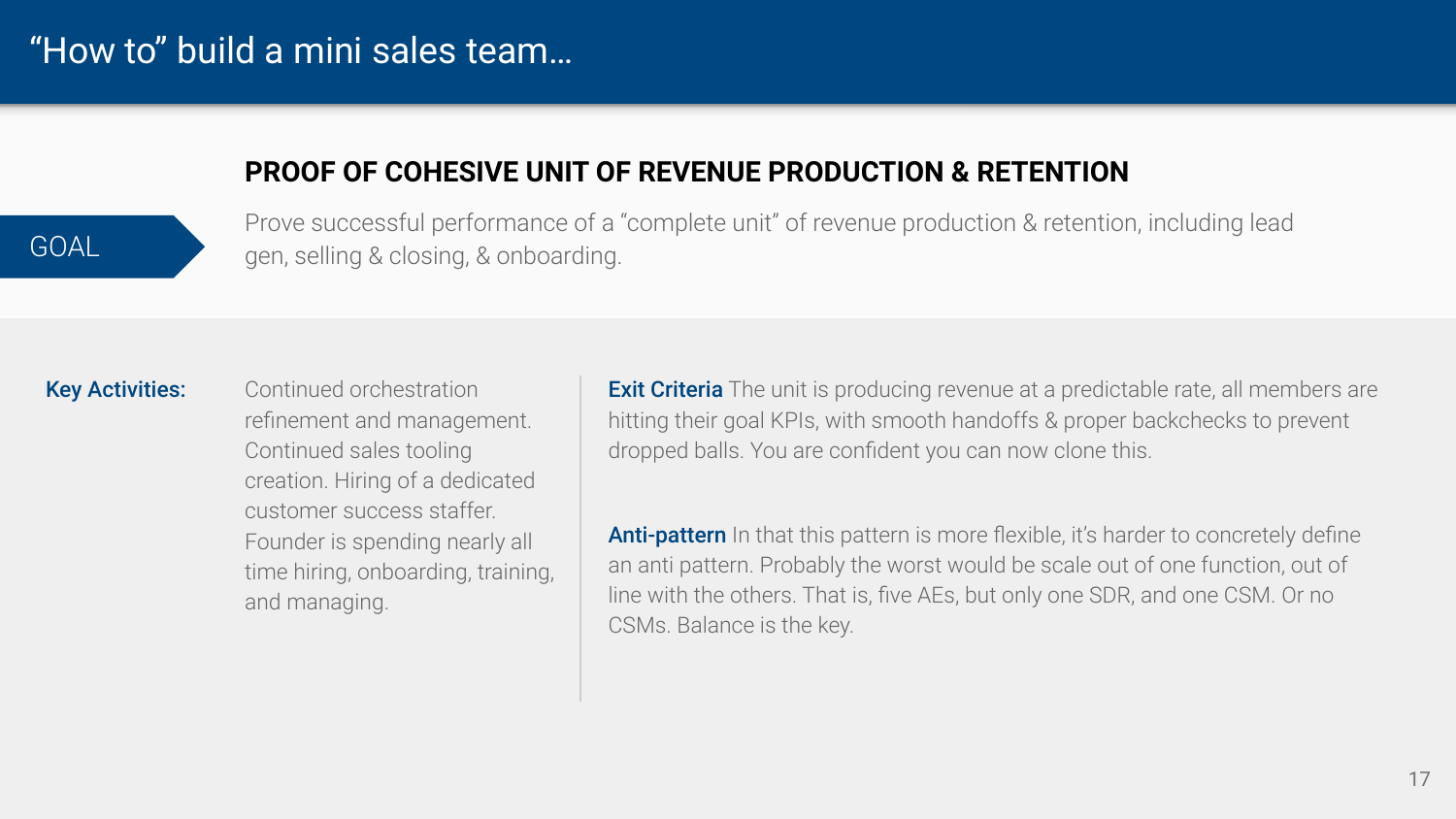# "How to" build a mini sales team…

**GOAL**

## PROOF OF COHESIVE UNIT OF REVENUE PRODUCTION & RETENTION

Prove successful performance of a "complete unit" of revenue production & retention, including lead gen, selling & closing, & onboarding.

**Key Activities:** Continued orchestration refinement and management. Continued sales tooling creation. Hiring of a dedicated customer success staffer. Founder is spending nearly all time hiring, onboarding, training, and managing.

**Exit Criteria** The unit is producing revenue at a predictable rate, all members are hitting their goal KPIs, with smooth handoffs & proper backchecks to prevent dropped balls. You are confident you can now clone this.

**Anti-pattern** In that this pattern is more flexible, it's harder to concretely define an anti pattern. Probably the worst would be scale out of one function, out of line with the others. That is, five AEs, but only one SDR, and one CSM. Or no CSMs. Balance is the key.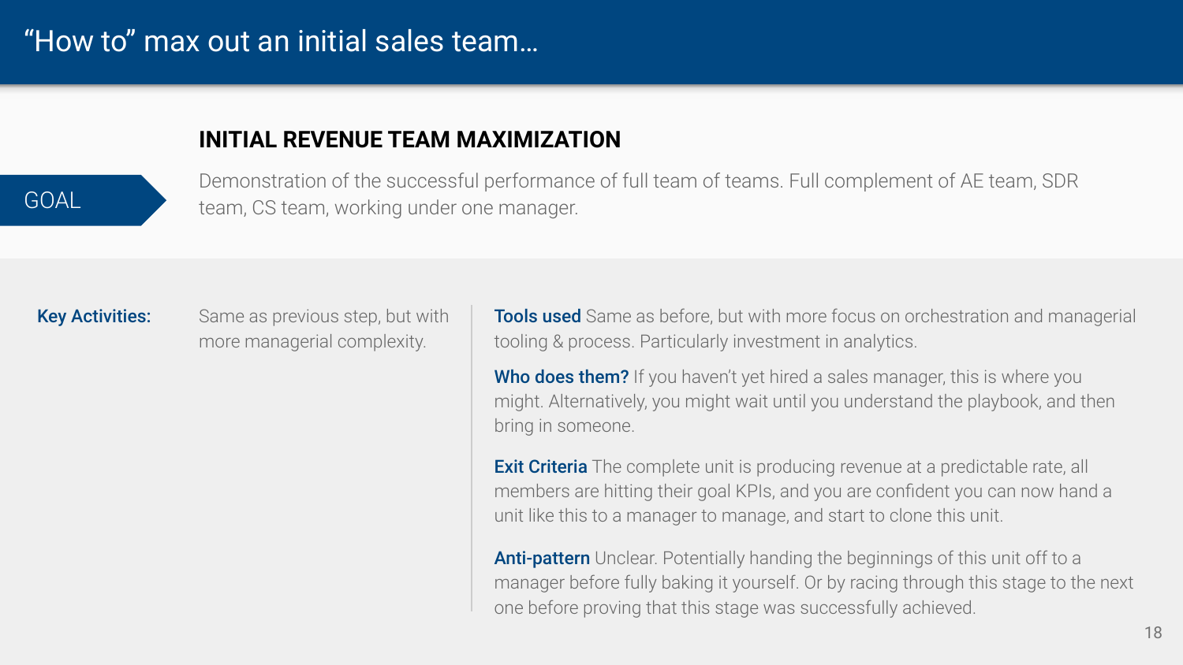# "How to" max out an initial sales team…

## INITIAL REVENUE TEAM MAXIMIZATION

**GOAL**

Demonstration of the successful performance of full team of teams. Full complement of AE team, SDR team, CS team, working under one manager.

**Key Activities:** Same as previous step, but with more managerial complexity.

**Tools used** Same as before, but with more focus on orchestration and managerial tooling & process. Particularly investment in analytics.

**Who does them?** If you haven't yet hired a sales manager, this is where you might. Alternatively, you might wait until you understand the playbook, and then bring in someone.

**Exit Criteria** The complete unit is producing revenue at a predictable rate, all members are hitting their goal KPIs, and you are confident you can now hand a unit like this to a manager to manage, and start to clone this unit.

**Anti-pattern** Unclear. Potentially handing the beginnings of this unit off to a manager before fully baking it yourself. Or by racing through this stage to the next one before proving that this stage was successfully achieved.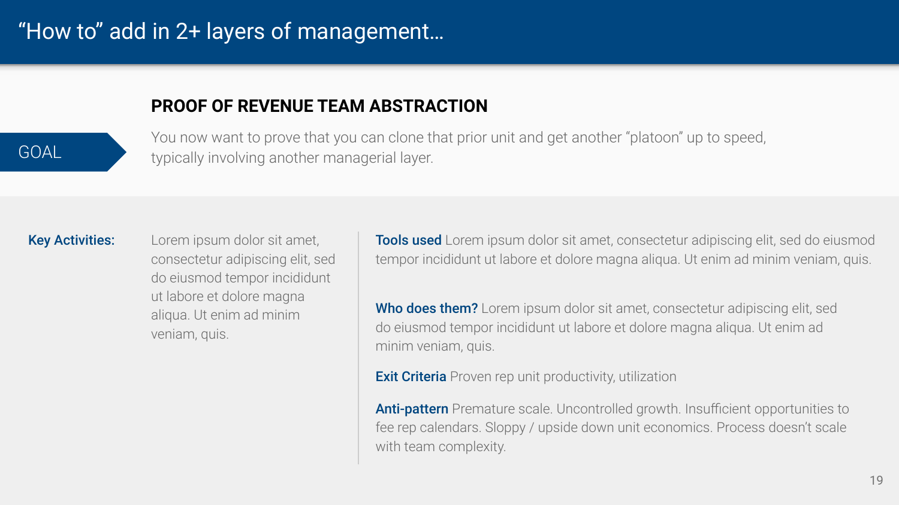# "How to" add in 2+ layers of management…

## PROOF OF REVENUE TEAM ABSTRACTION

**GOAL**

You now want to prove that you can clone that prior unit and get another "platoon" up to speed, typically involving another managerial layer.

**Key Activities:** Lorem ipsum dolor sit amet, consectetur adipiscing elit, sed do eiusmod tempor incididunt ut labore et dolore magna aliqua. Ut enim ad minim veniam, quis.

**Tools used** Lorem ipsum dolor sit amet, consectetur adipiscing elit, sed do eiusmod tempor incididunt ut labore et dolore magna aliqua. Ut enim ad minim veniam, quis.

**Who does them?** Lorem ipsum dolor sit amet, consectetur adipiscing elit, sed do eiusmod tempor incididunt ut labore et dolore magna aliqua. Ut enim ad minim veniam, quis.

**Exit Criteria** Proven rep unit productivity, utilization

**Anti-pattern** Premature scale. Uncontrolled growth. Insufficient opportunities to fee rep calendars. Sloppy / upside down unit economics. Process doesn't scale with team complexity.